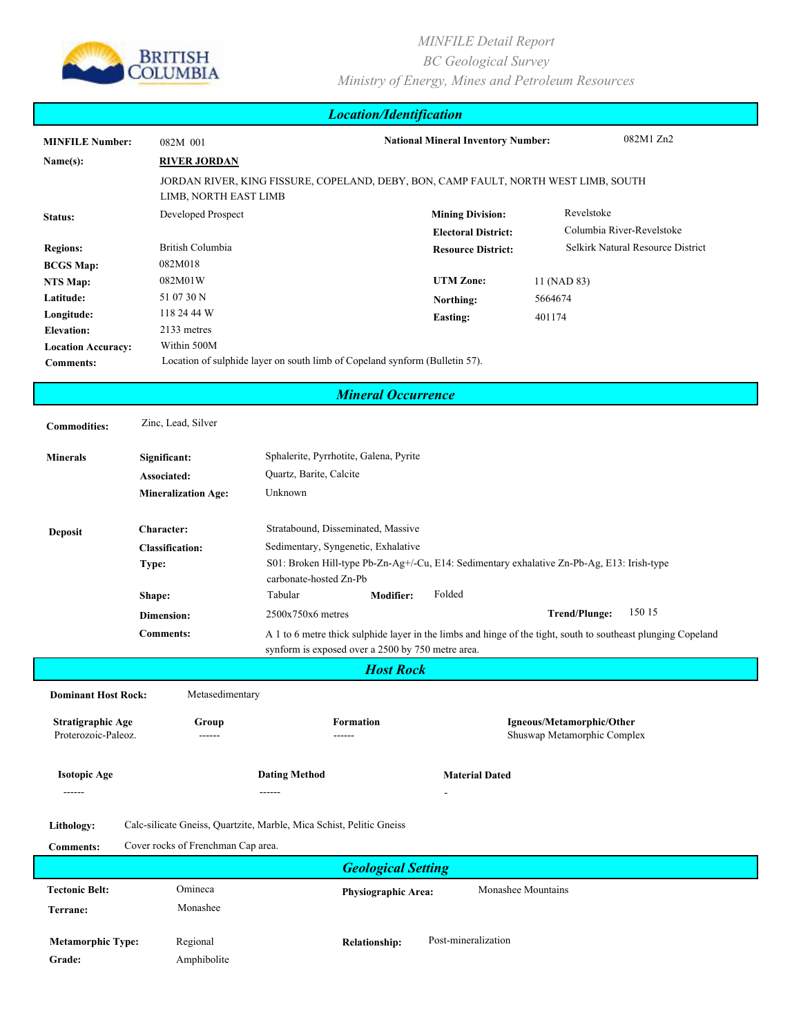MINFILE Detail Report
BC Geological Survey
Ministry of Energy, Mines and Petroleum Resources

## Location/Identification

**MINFILE Number:** 082M 001

**National Mineral Inventory Number:** 082M1 Zn2

**Name(s):** **RIVER JORDAN**

JORDAN RIVER, KING FISSURE, COPELAND, DEBY, BON, CAMP FAULT, NORTH WEST LIMB, SOUTH LIMB, NORTH EAST LIMB

**Status:** Developed Prospect

**Mining Division:** Revelstoke

**Electoral District:** Columbia River-Revelstoke

**Regions:** British Columbia

**Resource District:** Selkirk Natural Resource District

**BCGS Map:** 082M018

**NTS Map:** 082M01W

**UTM Zone:** 11 (NAD 83)

**Latitude:** 51 07 30 N

**Northing:** 5664674

**Longitude:** 118 24 44 W

**Easting:** 401174

**Elevation:** 2133 metres

**Location Accuracy:** Within 500M

**Comments:** Location of sulphide layer on south limb of Copeland synform (Bulletin 57).

## Mineral Occurrence

**Commodities:** Zinc, Lead, Silver

**Minerals**

**Significant:** Sphalerite, Pyrrhotite, Galena, Pyrite

**Associated:** Quartz, Barite, Calcite

**Mineralization Age:** Unknown

**Deposit**

**Character:** Stratabound, Disseminated, Massive

**Classification:** Sedimentary, Syngenetic, Exhalative

**Type:** S01: Broken Hill-type Pb-Zn-Ag+/-Cu, E14: Sedimentary exhalative Zn-Pb-Ag, E13: Irish-type carbonate-hosted Zn-Pb

**Shape:** Tabular **Modifier:** Folded

**Dimension:** 2500x750x6 metres **Trend/Plunge:** 150 15

**Comments:** A 1 to 6 metre thick sulphide layer in the limbs and hinge of the tight, south to southeast plunging Copeland synform is exposed over a 2500 by 750 metre area.

## Host Rock

**Dominant Host Rock:** Metasedimentary

| Stratigraphic Age | Group | Formation | Igneous/Metamorphic/Other |
|---|---|---|---|
| Proterozoic-Paleoz. | ------ | ------ | Shuswap Metamorphic Complex |

| Isotopic Age | Dating Method | Material Dated |
|---|---|---|
| ------ | ------ | - |

**Lithology:** Calc-silicate Gneiss, Quartzite, Marble, Mica Schist, Pelitic Gneiss

**Comments:** Cover rocks of Frenchman Cap area.

## Geological Setting

**Tectonic Belt:** Omineca

**Physiographic Area:** Monashee Mountains

**Terrane:** Monashee

**Metamorphic Type:** Regional

**Relationship:** Post-mineralization

**Grade:** Amphibolite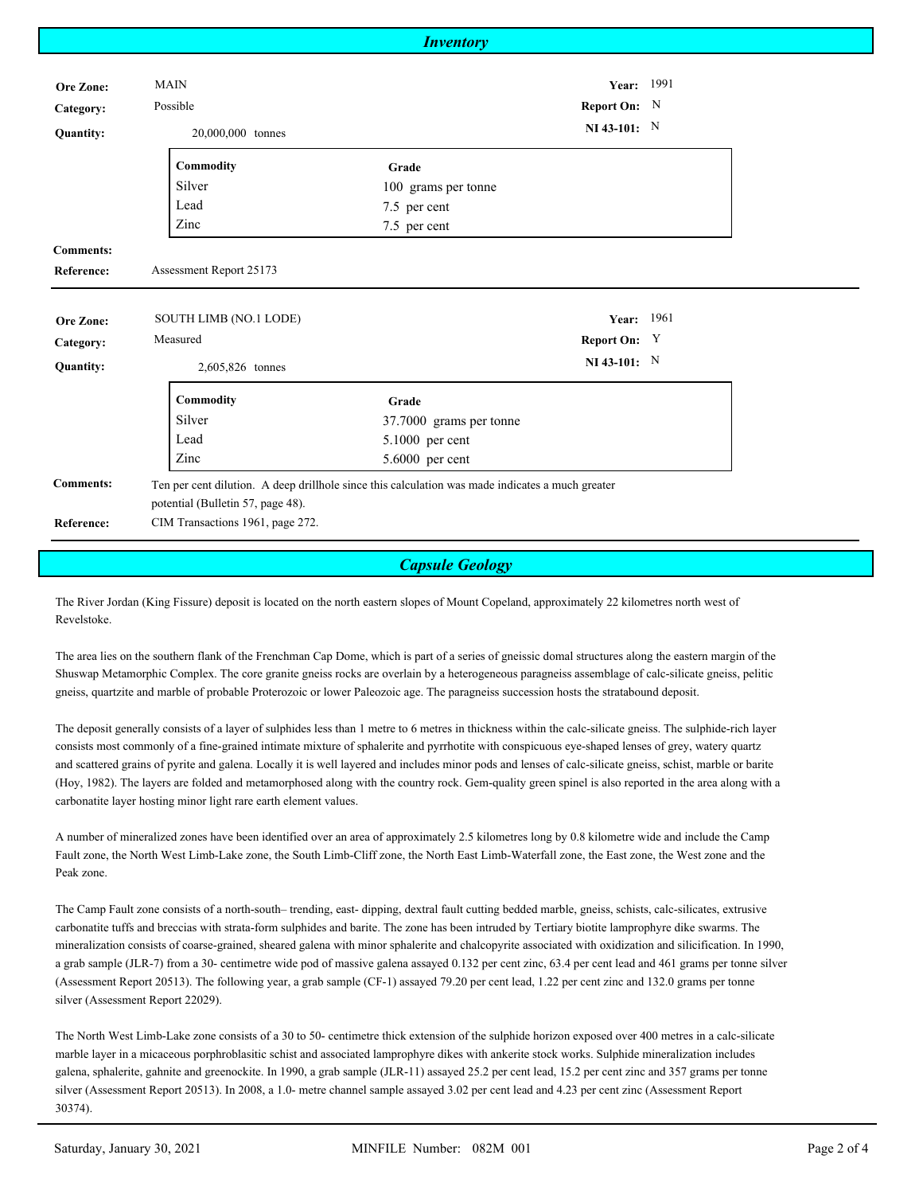## Inventory

**Ore Zone:** MAIN
**Year:** 1991
**Category:** Possible
**Report On:** N
**Quantity:** 20,000,000 tonnes
**NI 43-101:** N

| Commodity | Grade |
|---|---|
| Silver | 100 grams per tonne |
| Lead | 7.5 per cent |
| Zinc | 7.5 per cent |

**Comments:**
**Reference:** Assessment Report 25173

---

**Ore Zone:** SOUTH LIMB (NO.1 LODE)
**Year:** 1961
**Category:** Measured
**Report On:** Y
**Quantity:** 2,605,826 tonnes
**NI 43-101:** N

| Commodity | Grade |
|---|---|
| Silver | 37.7000 grams per tonne |
| Lead | 5.1000 per cent |
| Zinc | 5.6000 per cent |

**Comments:** Ten per cent dilution. A deep drillhole since this calculation was made indicates a much greater potential (Bulletin 57, page 48).
**Reference:** CIM Transactions 1961, page 272.

## Capsule Geology

The River Jordan (King Fissure) deposit is located on the north eastern slopes of Mount Copeland, approximately 22 kilometres north west of Revelstoke.

The area lies on the southern flank of the Frenchman Cap Dome, which is part of a series of gneissic domal structures along the eastern margin of the Shuswap Metamorphic Complex. The core granite gneiss rocks are overlain by a heterogeneous paragneiss assemblage of calc-silicate gneiss, pelitic gneiss, quartzite and marble of probable Proterozoic or lower Paleozoic age. The paragneiss succession hosts the stratabound deposit.

The deposit generally consists of a layer of sulphides less than 1 metre to 6 metres in thickness within the calc-silicate gneiss. The sulphide-rich layer consists most commonly of a fine-grained intimate mixture of sphalerite and pyrrhotite with conspicuous eye-shaped lenses of grey, watery quartz and scattered grains of pyrite and galena. Locally it is well layered and includes minor pods and lenses of calc-silicate gneiss, schist, marble or barite (Hoy, 1982). The layers are folded and metamorphosed along with the country rock. Gem-quality green spinel is also reported in the area along with a carbonatite layer hosting minor light rare earth element values.

A number of mineralized zones have been identified over an area of approximately 2.5 kilometres long by 0.8 kilometre wide and include the Camp Fault zone, the North West Limb-Lake zone, the South Limb-Cliff zone, the North East Limb-Waterfall zone, the East zone, the West zone and the Peak zone.

The Camp Fault zone consists of a north-south– trending, east- dipping, dextral fault cutting bedded marble, gneiss, schists, calc-silicates, extrusive carbonatite tuffs and breccias with strata-form sulphides and barite. The zone has been intruded by Tertiary biotite lamprophyre dike swarms. The mineralization consists of coarse-grained, sheared galena with minor sphalerite and chalcopyrite associated with oxidization and silicification. In 1990, a grab sample (JLR-7) from a 30- centimetre wide pod of massive galena assayed 0.132 per cent zinc, 63.4 per cent lead and 461 grams per tonne silver (Assessment Report 20513). The following year, a grab sample (CF-1) assayed 79.20 per cent lead, 1.22 per cent zinc and 132.0 grams per tonne silver (Assessment Report 22029).

The North West Limb-Lake zone consists of a 30 to 50- centimetre thick extension of the sulphide horizon exposed over 400 metres in a calc-silicate marble layer in a micaceous porphyroblastic schist and associated lamprophyre dikes with ankerite stock works. Sulphide mineralization includes galena, sphalerite, gahnite and greenockite. In 1990, a grab sample (JLR-11) assayed 25.2 per cent lead, 15.2 per cent zinc and 357 grams per tonne silver (Assessment Report 20513). In 2008, a 1.0- metre channel sample assayed 3.02 per cent lead and 4.23 per cent zinc (Assessment Report 30374).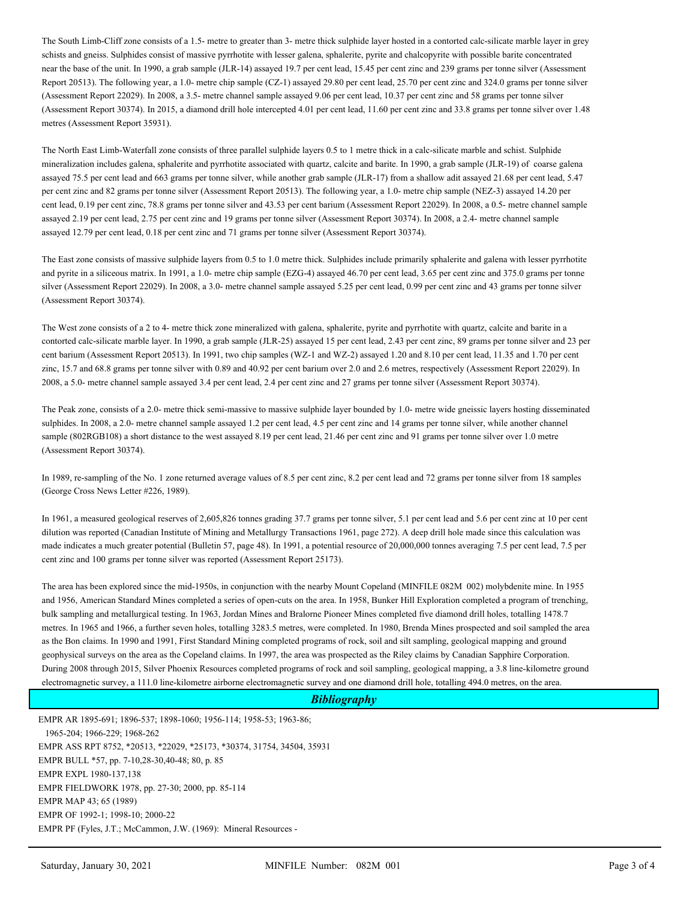The South Limb-Cliff zone consists of a 1.5- metre to greater than 3- metre thick sulphide layer hosted in a contorted calc-silicate marble layer in grey schists and gneiss. Sulphides consist of massive pyrrhotite with lesser galena, sphalerite, pyrite and chalcopyrite with possible barite concentrated near the base of the unit. In 1990, a grab sample (JLR-14) assayed 19.7 per cent lead, 15.45 per cent zinc and 239 grams per tonne silver (Assessment Report 20513). The following year, a 1.0- metre chip sample (CZ-1) assayed 29.80 per cent lead, 25.70 per cent zinc and 324.0 grams per tonne silver (Assessment Report 22029). In 2008, a 3.5- metre channel sample assayed 9.06 per cent lead, 10.37 per cent zinc and 58 grams per tonne silver (Assessment Report 30374). In 2015, a diamond drill hole intercepted 4.01 per cent lead, 11.60 per cent zinc and 33.8 grams per tonne silver over 1.48 metres (Assessment Report 35931).

The North East Limb-Waterfall zone consists of three parallel sulphide layers 0.5 to 1 metre thick in a calc-silicate marble and schist. Sulphide mineralization includes galena, sphalerite and pyrrhotite associated with quartz, calcite and barite. In 1990, a grab sample (JLR-19) of coarse galena assayed 75.5 per cent lead and 663 grams per tonne silver, while another grab sample (JLR-17) from a shallow adit assayed 21.68 per cent lead, 5.47 per cent zinc and 82 grams per tonne silver (Assessment Report 20513). The following year, a 1.0- metre chip sample (NEZ-3) assayed 14.20 per cent lead, 0.19 per cent zinc, 78.8 grams per tonne silver and 43.53 per cent barium (Assessment Report 22029). In 2008, a 0.5- metre channel sample assayed 2.19 per cent lead, 2.75 per cent zinc and 19 grams per tonne silver (Assessment Report 30374). In 2008, a 2.4- metre channel sample assayed 12.79 per cent lead, 0.18 per cent zinc and 71 grams per tonne silver (Assessment Report 30374).

The East zone consists of massive sulphide layers from 0.5 to 1.0 metre thick. Sulphides include primarily sphalerite and galena with lesser pyrrhotite and pyrite in a siliceous matrix. In 1991, a 1.0- metre chip sample (EZG-4) assayed 46.70 per cent lead, 3.65 per cent zinc and 375.0 grams per tonne silver (Assessment Report 22029). In 2008, a 3.0- metre channel sample assayed 5.25 per cent lead, 0.99 per cent zinc and 43 grams per tonne silver (Assessment Report 30374).

The West zone consists of a 2 to 4- metre thick zone mineralized with galena, sphalerite, pyrite and pyrrhotite with quartz, calcite and barite in a contorted calc-silicate marble layer. In 1990, a grab sample (JLR-25) assayed 15 per cent lead, 2.43 per cent zinc, 89 grams per tonne silver and 23 per cent barium (Assessment Report 20513). In 1991, two chip samples (WZ-1 and WZ-2) assayed 1.20 and 8.10 per cent lead, 11.35 and 1.70 per cent zinc, 15.7 and 68.8 grams per tonne silver with 0.89 and 40.92 per cent barium over 2.0 and 2.6 metres, respectively (Assessment Report 22029). In 2008, a 5.0- metre channel sample assayed 3.4 per cent lead, 2.4 per cent zinc and 27 grams per tonne silver (Assessment Report 30374).

The Peak zone, consists of a 2.0- metre thick semi-massive to massive sulphide layer bounded by 1.0- metre wide gneissic layers hosting disseminated sulphides. In 2008, a 2.0- metre channel sample assayed 1.2 per cent lead, 4.5 per cent zinc and 14 grams per tonne silver, while another channel sample (802RGB108) a short distance to the west assayed 8.19 per cent lead, 21.46 per cent zinc and 91 grams per tonne silver over 1.0 metre (Assessment Report 30374).

In 1989, re-sampling of the No. 1 zone returned average values of 8.5 per cent zinc, 8.2 per cent lead and 72 grams per tonne silver from 18 samples (George Cross News Letter #226, 1989).

In 1961, a measured geological reserves of 2,605,826 tonnes grading 37.7 grams per tonne silver, 5.1 per cent lead and 5.6 per cent zinc at 10 per cent dilution was reported (Canadian Institute of Mining and Metallurgy Transactions 1961, page 272). A deep drill hole made since this calculation was made indicates a much greater potential (Bulletin 57, page 48). In 1991, a potential resource of 20,000,000 tonnes averaging 7.5 per cent lead, 7.5 per cent zinc and 100 grams per tonne silver was reported (Assessment Report 25173).

The area has been explored since the mid-1950s, in conjunction with the nearby Mount Copeland (MINFILE 082M 002) molybdenite mine. In 1955 and 1956, American Standard Mines completed a series of open-cuts on the area. In 1958, Bunker Hill Exploration completed a program of trenching, bulk sampling and metallurgical testing. In 1963, Jordan Mines and Bralorne Pioneer Mines completed five diamond drill holes, totalling 1478.7 metres. In 1965 and 1966, a further seven holes, totalling 3283.5 metres, were completed. In 1980, Brenda Mines prospected and soil sampled the area as the Bon claims. In 1990 and 1991, First Standard Mining completed programs of rock, soil and silt sampling, geological mapping and ground geophysical surveys on the area as the Copeland claims. In 1997, the area was prospected as the Riley claims by Canadian Sapphire Corporation. During 2008 through 2015, Silver Phoenix Resources completed programs of rock and soil sampling, geological mapping, a 3.8 line-kilometre ground electromagnetic survey, a 111.0 line-kilometre airborne electromagnetic survey and one diamond drill hole, totalling 494.0 metres, on the area.

## *Bibliography*

EMPR AR 1895-691; 1896-537; 1898-1060; 1956-114; 1958-53; 1963-86; 1965-204; 1966-229; 1968-262
EMPR ASS RPT 8752, *20513, *22029, *25173, *30374, 31754, 34504, 35931
EMPR BULL *57, pp. 7-10,28-30,40-48; 80, p. 85
EMPR EXPL 1980-137,138
EMPR FIELDWORK 1978, pp. 27-30; 2000, pp. 85-114
EMPR MAP 43; 65 (1989)
EMPR OF 1992-1; 1998-10; 2000-22
EMPR PF (Fyles, J.T.; McCammon, J.W. (1969): Mineral Resources -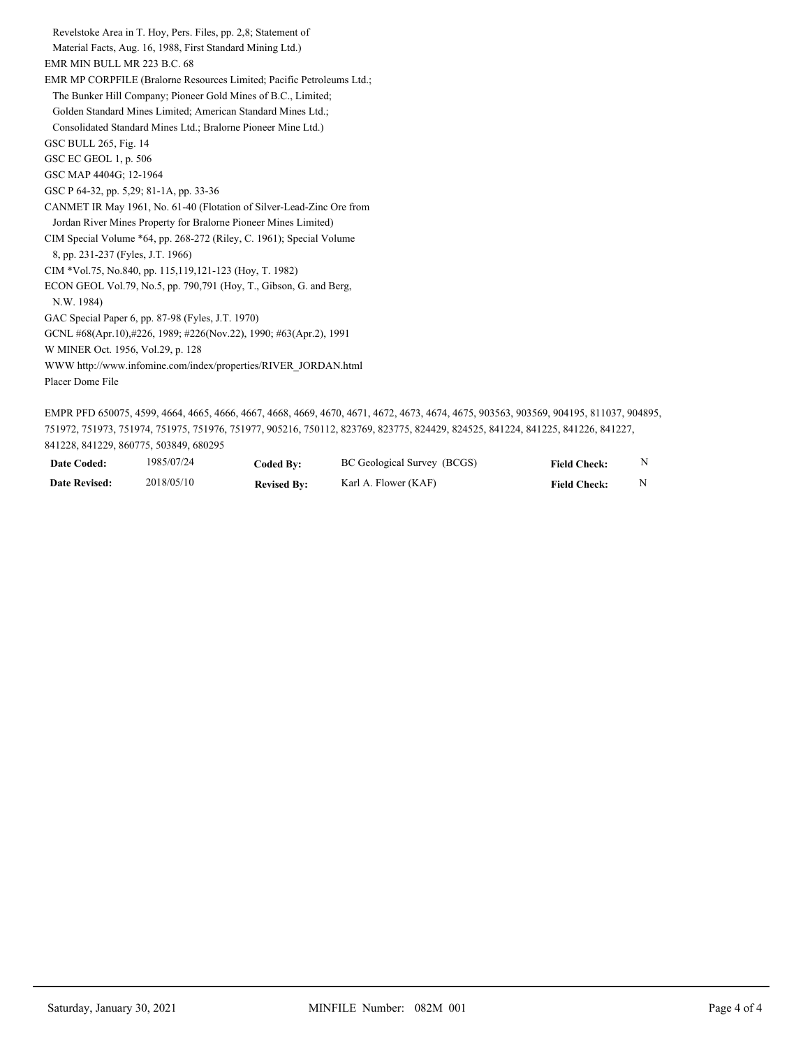Revelstoke Area in T. Hoy, Pers. Files, pp. 2,8; Statement of Material Facts, Aug. 16, 1988, First Standard Mining Ltd.)

EMR MIN BULL MR 223 B.C. 68

EMR MP CORPFILE (Bralorne Resources Limited; Pacific Petroleums Ltd.; The Bunker Hill Company; Pioneer Gold Mines of B.C., Limited; Golden Standard Mines Limited; American Standard Mines Ltd.; Consolidated Standard Mines Ltd.; Bralorne Pioneer Mine Ltd.)

GSC BULL 265, Fig. 14

GSC EC GEOL 1, p. 506

GSC MAP 4404G; 12-1964

GSC P 64-32, pp. 5,29; 81-1A, pp. 33-36

CANMET IR May 1961, No. 61-40 (Flotation of Silver-Lead-Zinc Ore from Jordan River Mines Property for Bralorne Pioneer Mines Limited)

CIM Special Volume *64, pp. 268-272 (Riley, C. 1961); Special Volume 8, pp. 231-237 (Fyles, J.T. 1966)

CIM *Vol.75, No.840, pp. 115,119,121-123 (Hoy, T. 1982)

ECON GEOL Vol.79, No.5, pp. 790,791 (Hoy, T., Gibson, G. and Berg, N.W. 1984)

GAC Special Paper 6, pp. 87-98 (Fyles, J.T. 1970)

GCNL #68(Apr.10),#226, 1989; #226(Nov.22), 1990; #63(Apr.2), 1991

W MINER Oct. 1956, Vol.29, p. 128

WWW http://www.infomine.com/index/properties/RIVER_JORDAN.html

Placer Dome File

EMPR PFD 650075, 4599, 4664, 4665, 4666, 4667, 4668, 4669, 4670, 4671, 4672, 4673, 4674, 4675, 903563, 903569, 904195, 811037, 904895, 751972, 751973, 751974, 751975, 751976, 751977, 905216, 750112, 823769, 823775, 824429, 824525, 841224, 841225, 841226, 841227, 841228, 841229, 860775, 503849, 680295

| | | | | | |
|---|---|---|---|---|---|
| **Date Coded:** | 1985/07/24 | **Coded By:** | BC Geological Survey (BCGS) | **Field Check:** | N |
| **Date Revised:** | 2018/05/10 | **Revised By:** | Karl A. Flower (KAF) | **Field Check:** | N |